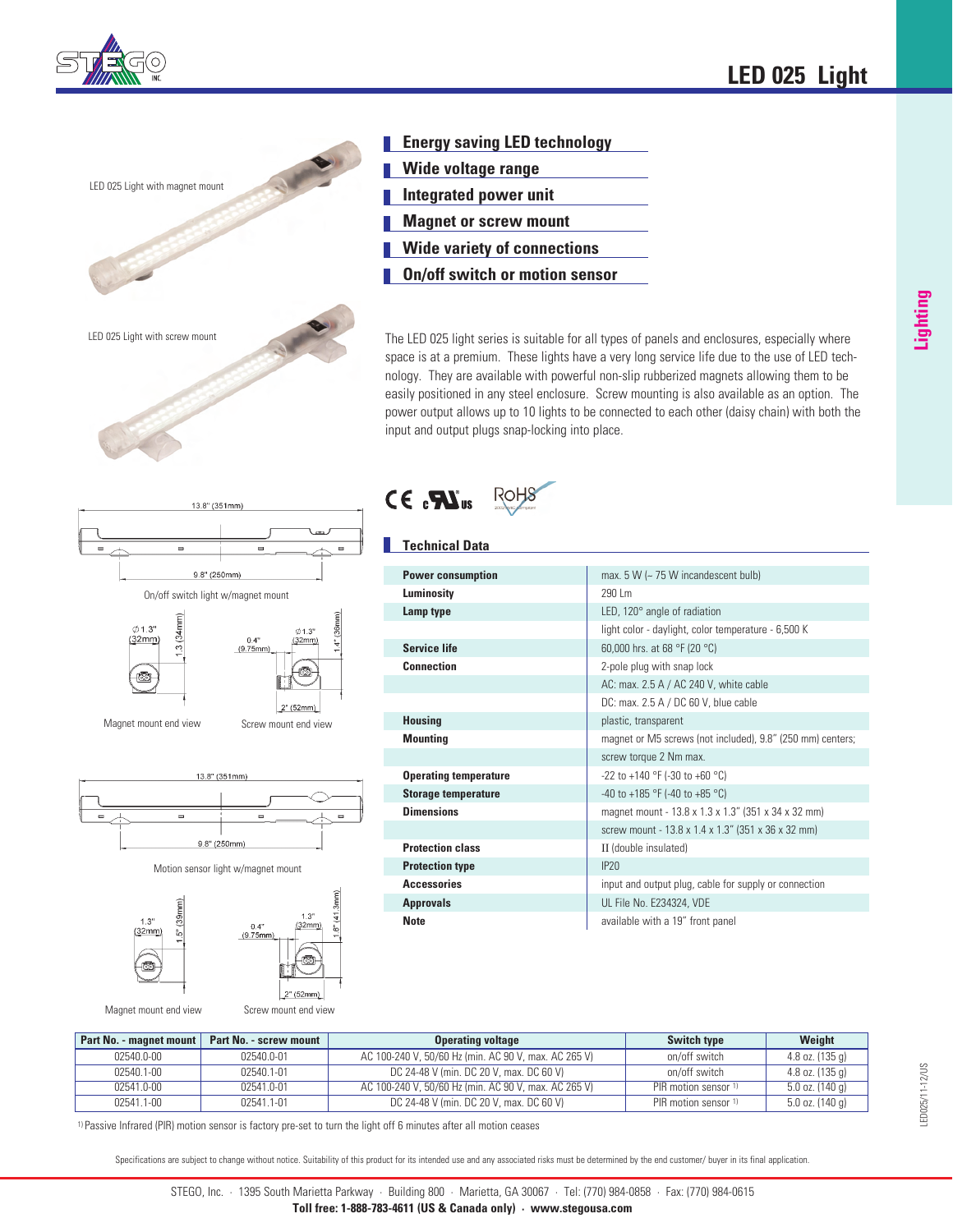# LED 025 Light

LED 025 Light with magnet mount

LED 025 Light with screw mount

- **Energy saving LED technology**
- **Wide voltage range**
- **Integrated power unit**
- **Magnet or screw mount**
- **Wide variety of connections**
- **On/off switch or motion sensor**

The LED 025 light series is suitable for all types of panels and enclosures, especially where space is at a premium. These lights have a very long service life due to the use of LED technology. They are available with powerful non-slip rubberized magnets allowing them to be easily positioned in any steel enclosure. Screw mounting is also available as an option. The power output allows up to 10 lights to be connected to each other (daisy chain) with both the input and output plugs snap-locking into place.

13.8" (351mm)

9.8" (250mm)

On/off switch light w/magnet mount

∅1.3" (32mm) 1.3 (34mm)

Magnet mount end view

0.4" (9.75mm) ∅1.3" (32mm) 1.4" (36mm) 2" (52mm)

Screw mount end view

13.8" (351mm)

9.8" (250mm)

Motion sensor light w/magnet mount

1.3" (32mm) 1.5" (39mm)

Magnet mount end view

0.4" (9.75mm) 1.3" (32mm) 1.6" (41.3mm) 2" (52mm)

Screw mount end view

## Technical Data

| | |
|---|---|
| **Power consumption** | max. 5 W (~ 75 W incandescent bulb) |
| **Luminosity** | 290 Lm |
| **Lamp type** | LED, 120° angle of radiation |
| | light color - daylight, color temperature - 6,500 K |
| **Service life** | 60,000 hrs. at 68 °F (20 °C) |
| **Connection** | 2-pole plug with snap lock |
| | AC: max. 2.5 A / AC 240 V, white cable |
| | DC: max. 2.5 A / DC 60 V, blue cable |
| **Housing** | plastic, transparent |
| **Mounting** | magnet or M5 screws (not included), 9.8" (250 mm) centers; |
| | screw torque 2 Nm max. |
| **Operating temperature** | -22 to +140 °F (-30 to +60 °C) |
| **Storage temperature** | -40 to +185 °F (-40 to +85 °C) |
| **Dimensions** | magnet mount - 13.8 x 1.3 x 1.3" (351 x 34 x 32 mm) |
| | screw mount - 13.8 x 1.4 x 1.3" (351 x 36 x 32 mm) |
| **Protection class** | II (double insulated) |
| **Protection type** | IP20 |
| **Accessories** | input and output plug, cable for supply or connection |
| **Approvals** | UL File No. E234324, VDE |
| **Note** | available with a 19" front panel |

| Part No. - magnet mount | Part No. - screw mount | Operating voltage | Switch type | Weight |
|---|---|---|---|---|
| 02540.0-00 | 02540.0-01 | AC 100-240 V, 50/60 Hz (min. AC 90 V, max. AC 265 V) | on/off switch | 4.8 oz. (135 g) |
| 02540.1-00 | 02540.1-01 | DC 24-48 V (min. DC 20 V, max. DC 60 V) | on/off switch | 4.8 oz. (135 g) |
| 02541.0-00 | 02541.0-01 | AC 100-240 V, 50/60 Hz (min. AC 90 V, max. AC 265 V) | PIR motion sensor [1] | 5.0 oz. (140 g) |
| 02541.1-00 | 02541.1-01 | DC 24-48 V (min. DC 20 V, max. DC 60 V) | PIR motion sensor [1] | 5.0 oz. (140 g) |

[1] Passive Infrared (PIR) motion sensor is factory pre-set to turn the light off 6 minutes after all motion ceases

Specifications are subject to change without notice. Suitability of this product for its intended use and any associated risks must be determined by the end customer/ buyer in its final application.

STEGO, Inc. · 1395 South Marietta Parkway · Building 800 · Marietta, GA 30067 · Tel: (770) 984-0858 · Fax: (770) 984-0615

**Toll free: 1-888-783-4611 (US & Canada only) · www.stegousa.com**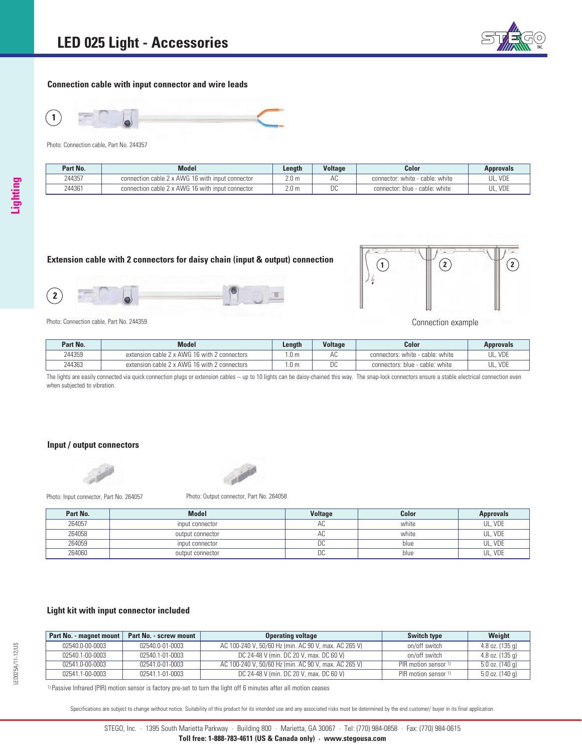# LED 025 Light - Accessories

## Connection cable with input connector and wire leads

1

Photo: Connection cable, Part No. 244357

| Part No. | Model | Length | Voltage | Color | Approvals |
|---|---|---|---|---|---|
| 244357 | connection cable 2 x AWG 16 with input connector | 2.0 m | AC | connector: white - cable: white | UL, VDE |
| 244361 | connection cable 2 x AWG 16 with input connector | 2.0 m | DC | connector: blue - cable: white | UL, VDE |

## Extension cable with 2 connectors for daisy chain (input & output) connection

2

Photo: Connection cable, Part No. 244359

1 2 2

Connection example

| Part No. | Model | Length | Voltage | Color | Approvals |
|---|---|---|---|---|---|
| 244359 | extension cable 2 x AWG 16 with 2 connectors | 1.0 m | AC | connectors: white - cable: white | UL, VDE |
| 244363 | extension cable 2 x AWG 16 with 2 connectors | 1.0 m | DC | connectors: blue - cable: white | UL, VDE |

The lights are easily connected via quick connection plugs or extension cables -- up to 10 lights can be daisy-chained this way. The snap-lock connectors ensure a stable electrical connection even when subjected to vibration.

## Input / output connectors

Photo: Input connector, Part No. 264057

Photo: Output connector, Part No. 264058

| Part No. | Model | Voltage | Color | Approvals |
|---|---|---|---|---|
| 264057 | input connector | AC | white | UL, VDE |
| 264058 | output connector | AC | white | UL, VDE |
| 264059 | input connector | DC | blue | UL, VDE |
| 264060 | output connector | DC | blue | UL, VDE |

## Light kit with input connector included

| Part No. - magnet mount | Part No. - screw mount | Operating voltage | Switch type | Weight |
|---|---|---|---|---|
| 02540.0-00-0003 | 02540.0-01-0003 | AC 100-240 V, 50/60 Hz (min. AC 90 V, max. AC 265 V) | on/off switch | 4.8 oz. (135 g) |
| 02540.1-00-0003 | 02540.1-01-0003 | DC 24-48 V (min. DC 20 V, max. DC 60 V) | on/off switch | 4.8 oz. (135 g) |
| 02541.0-00-0003 | 02541.0-01-0003 | AC 100-240 V, 50/60 Hz (min. AC 90 V, max. AC 265 V) | PIR motion sensor [1] | 5.0 oz. (140 g) |
| 02541.1-00-0003 | 02541.1-01-0003 | DC 24-48 V (min. DC 20 V, max. DC 60 V) | PIR motion sensor [1] | 5.0 oz. (140 g) |

[1] Passive Infrared (PIR) motion sensor is factory pre-set to turn the light off 6 minutes after all motion ceases

Specifications are subject to change without notice. Suitability of this product for its intended use and any associated risks must be determined by the end customer/ buyer in its final application.

STEGO, Inc. · 1395 South Marietta Parkway · Building 800 · Marietta, GA 30067 · Tel: (770) 984-0858 · Fax: (770) 984-0615

**Toll free: 1-888-783-4611 (US & Canada only) · www.stegousa.com**